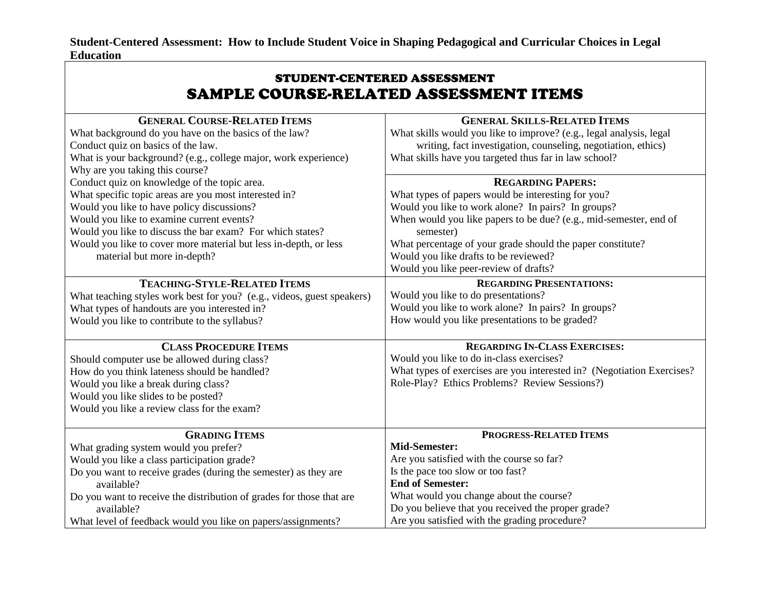**Student-Centered Assessment: How to Include Student Voice in Shaping Pedagogical and Curricular Choices in Legal Education**

## STUDENT-CENTERED ASSESSMENT
## SAMPLE COURSE-RELATED ASSESSMENT ITEMS

| | |
|---|---|
| **GENERAL COURSE-RELATED ITEMS**<br>What background do you have on the basics of the law?<br>Conduct quiz on basics of the law.<br>What is your background? (e.g., college major, work experience)<br>Why are you taking this course?<br>Conduct quiz on knowledge of the topic area.<br>What specific topic areas are you most interested in?<br>Would you like to have policy discussions?<br>Would you like to examine current events?<br>Would you like to discuss the bar exam? For which states?<br>Would you like to cover more material but less in-depth, or less material but more in-depth? | **GENERAL SKILLS-RELATED ITEMS**<br>What skills would you like to improve? (e.g., legal analysis, legal writing, fact investigation, counseling, negotiation, ethics)<br>What skills have you targeted thus far in law school?<br><br>**REGARDING PAPERS:**<br>What types of papers would be interesting for you?<br>Would you like to work alone? In pairs? In groups?<br>When would you like papers to be due? (e.g., mid-semester, end of semester)<br>What percentage of your grade should the paper constitute?<br>Would you like drafts to be reviewed?<br>Would you like peer-review of drafts? |
| **TEACHING-STYLE-RELATED ITEMS**<br>What teaching styles work best for you? (e.g., videos, guest speakers)<br>What types of handouts are you interested in?<br>Would you like to contribute to the syllabus? | **REGARDING PRESENTATIONS:**<br>Would you like to do presentations?<br>Would you like to work alone? In pairs? In groups?<br>How would you like presentations to be graded? |
| **CLASS PROCEDURE ITEMS**<br>Should computer use be allowed during class?<br>How do you think lateness should be handled?<br>Would you like a break during class?<br>Would you like slides to be posted?<br>Would you like a review class for the exam? | **REGARDING IN-CLASS EXERCISES:**<br>Would you like to do in-class exercises?<br>What types of exercises are you interested in? (Negotiation Exercises? Role-Play? Ethics Problems? Review Sessions?) |
| **GRADING ITEMS**<br>What grading system would you prefer?<br>Would you like a class participation grade?<br>Do you want to receive grades (during the semester) as they are available?<br>Do you want to receive the distribution of grades for those that are available?<br>What level of feedback would you like on papers/assignments? | **PROGRESS-RELATED ITEMS**<br>**Mid-Semester:**<br>Are you satisfied with the course so far?<br>Is the pace too slow or too fast?<br>**End of Semester:**<br>What would you change about the course?<br>Do you believe that you received the proper grade?<br>Are you satisfied with the grading procedure? |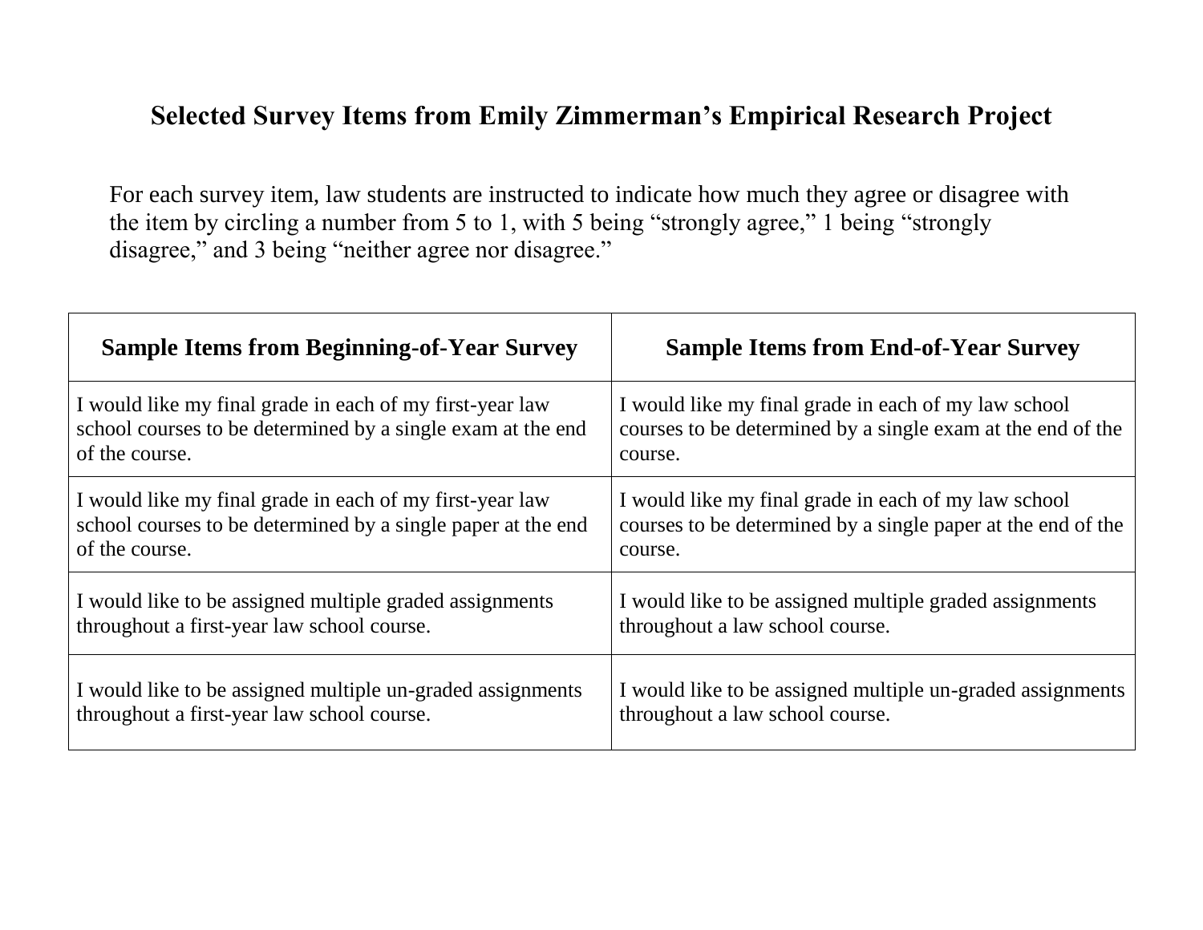# Selected Survey Items from Emily Zimmerman's Empirical Research Project

For each survey item, law students are instructed to indicate how much they agree or disagree with the item by circling a number from 5 to 1, with 5 being "strongly agree," 1 being "strongly disagree," and 3 being "neither agree nor disagree."

| Sample Items from Beginning-of-Year Survey | Sample Items from End-of-Year Survey |
|---|---|
| I would like my final grade in each of my first-year law school courses to be determined by a single exam at the end of the course. | I would like my final grade in each of my law school courses to be determined by a single exam at the end of the course. |
| I would like my final grade in each of my first-year law school courses to be determined by a single paper at the end of the course. | I would like my final grade in each of my law school courses to be determined by a single paper at the end of the course. |
| I would like to be assigned multiple graded assignments throughout a first-year law school course. | I would like to be assigned multiple graded assignments throughout a law school course. |
| I would like to be assigned multiple un-graded assignments throughout a first-year law school course. | I would like to be assigned multiple un-graded assignments throughout a law school course. |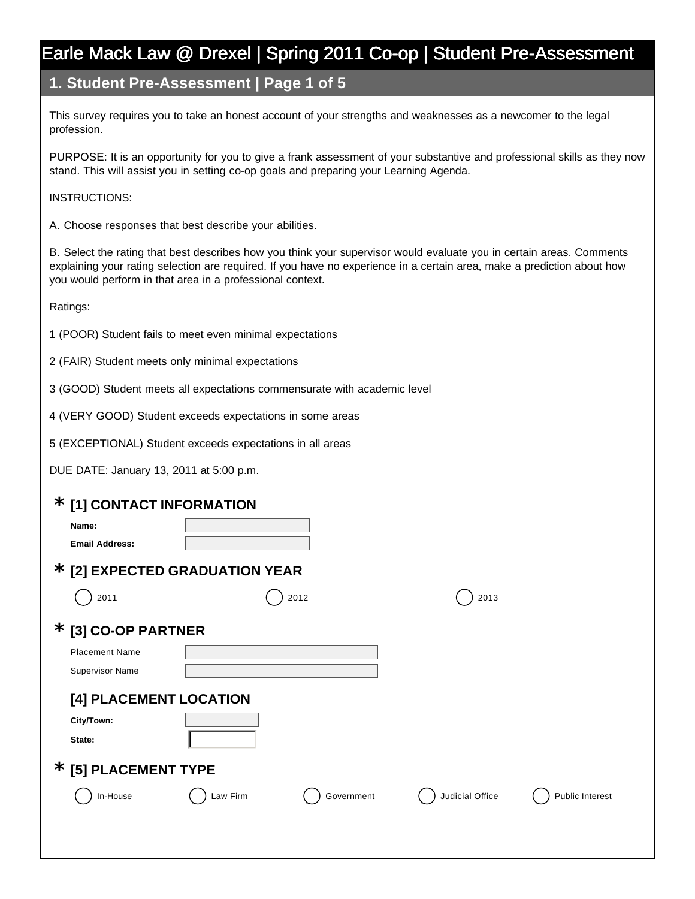# Earle Mack Law @ Drexel | Spring 2011 Co-op | Student Pre-Assessment

## 1. Student Pre-Assessment | Page 1 of 5

This survey requires you to take an honest account of your strengths and weaknesses as a newcomer to the legal profession.

PURPOSE: It is an opportunity for you to give a frank assessment of your substantive and professional skills as they now stand. This will assist you in setting co-op goals and preparing your Learning Agenda.

INSTRUCTIONS:

A. Choose responses that best describe your abilities.

B. Select the rating that best describes how you think your supervisor would evaluate you in certain areas. Comments explaining your rating selection are required. If you have no experience in a certain area, make a prediction about how you would perform in that area in a professional context.

Ratings:

1 (POOR) Student fails to meet even minimal expectations

2 (FAIR) Student meets only minimal expectations

3 (GOOD) Student meets all expectations commensurate with academic level

4 (VERY GOOD) Student exceeds expectations in some areas

5 (EXCEPTIONAL) Student exceeds expectations in all areas

DUE DATE: January 13, 2011 at 5:00 p.m.

### * [1] CONTACT INFORMATION

**Name:**

**Email Address:**

### * [2] EXPECTED GRADUATION YEAR

( ) 2011 ( ) 2012 ( ) 2013

### * [3] CO-OP PARTNER

Placement Name

Supervisor Name

### [4] PLACEMENT LOCATION

**City/Town:**

**State:**

### * [5] PLACEMENT TYPE

( ) In-House ( ) Law Firm ( ) Government ( ) Judicial Office ( ) Public Interest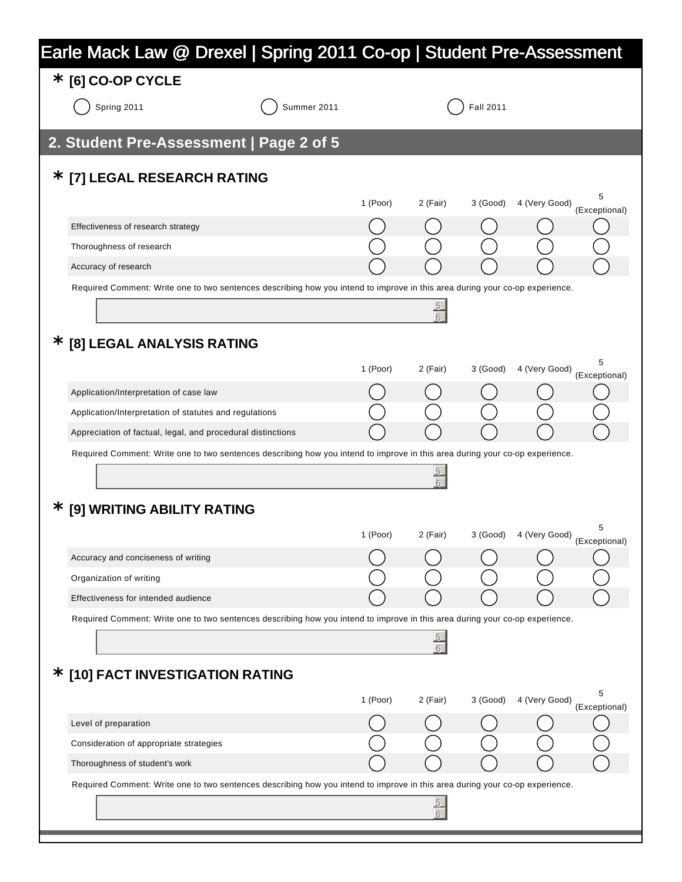# Earle Mack Law @ Drexel | Spring 2011 Co-op | Student Pre-Assessment

## * [6] CO-OP CYCLE

( ) Spring 2011 ( ) Summer 2011 ( ) Fall 2011

## 2. Student Pre-Assessment | Page 2 of 5

### * [7] LEGAL RESEARCH RATING

| | 1 (Poor) | 2 (Fair) | 3 (Good) | 4 (Very Good) | 5 (Exceptional) |
|---|---|---|---|---|---|
| Effectiveness of research strategy | ( ) | ( ) | ( ) | ( ) | ( ) |
| Thoroughness of research | ( ) | ( ) | ( ) | ( ) | ( ) |
| Accuracy of research | ( ) | ( ) | ( ) | ( ) | ( ) |

Required Comment: Write one to two sentences describing how you intend to improve in this area during your co-op experience.

### * [8] LEGAL ANALYSIS RATING

| | 1 (Poor) | 2 (Fair) | 3 (Good) | 4 (Very Good) | 5 (Exceptional) |
|---|---|---|---|---|---|
| Application/Interpretation of case law | ( ) | ( ) | ( ) | ( ) | ( ) |
| Application/Interpretation of statutes and regulations | ( ) | ( ) | ( ) | ( ) | ( ) |
| Appreciation of factual, legal, and procedural distinctions | ( ) | ( ) | ( ) | ( ) | ( ) |

Required Comment: Write one to two sentences describing how you intend to improve in this area during your co-op experience.

### * [9] WRITING ABILITY RATING

| | 1 (Poor) | 2 (Fair) | 3 (Good) | 4 (Very Good) | 5 (Exceptional) |
|---|---|---|---|---|---|
| Accuracy and conciseness of writing | ( ) | ( ) | ( ) | ( ) | ( ) |
| Organization of writing | ( ) | ( ) | ( ) | ( ) | ( ) |
| Effectiveness for intended audience | ( ) | ( ) | ( ) | ( ) | ( ) |

Required Comment: Write one to two sentences describing how you intend to improve in this area during your co-op experience.

### * [10] FACT INVESTIGATION RATING

| | 1 (Poor) | 2 (Fair) | 3 (Good) | 4 (Very Good) | 5 (Exceptional) |
|---|---|---|---|---|---|
| Level of preparation | ( ) | ( ) | ( ) | ( ) | ( ) |
| Consideration of appropriate strategies | ( ) | ( ) | ( ) | ( ) | ( ) |
| Thoroughness of student's work | ( ) | ( ) | ( ) | ( ) | ( ) |

Required Comment: Write one to two sentences describing how you intend to improve in this area during your co-op experience.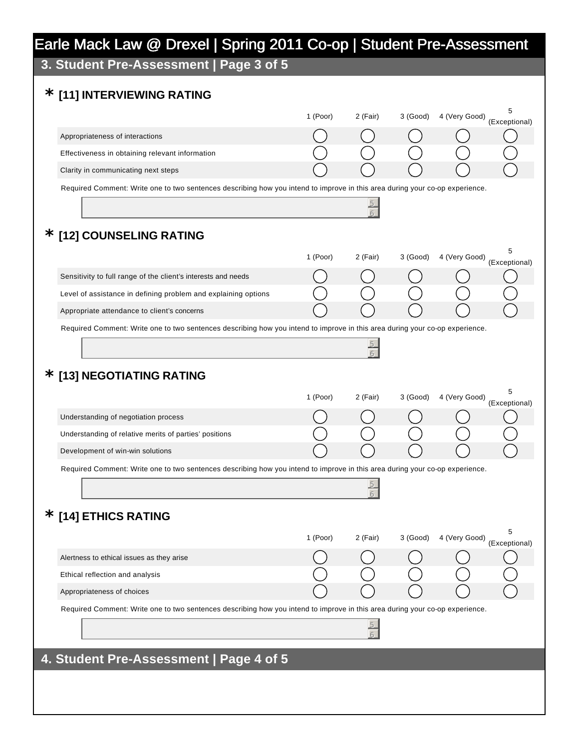# Earle Mack Law @ Drexel | Spring 2011 Co-op | Student Pre-Assessment

## 3. Student Pre-Assessment | Page 3 of 5

### * [11] INTERVIEWING RATING

| | 1 (Poor) | 2 (Fair) | 3 (Good) | 4 (Very Good) | 5 (Exceptional) |
|---|---|---|---|---|---|
| Appropriateness of interactions | ◯ | ◯ | ◯ | ◯ | ◯ |
| Effectiveness in obtaining relevant information | ◯ | ◯ | ◯ | ◯ | ◯ |
| Clarity in communicating next steps | ◯ | ◯ | ◯ | ◯ | ◯ |

Required Comment: Write one to two sentences describing how you intend to improve in this area during your co-op experience.

### * [12] COUNSELING RATING

| | 1 (Poor) | 2 (Fair) | 3 (Good) | 4 (Very Good) | 5 (Exceptional) |
|---|---|---|---|---|---|
| Sensitivity to full range of the client's interests and needs | ◯ | ◯ | ◯ | ◯ | ◯ |
| Level of assistance in defining problem and explaining options | ◯ | ◯ | ◯ | ◯ | ◯ |
| Appropriate attendance to client's concerns | ◯ | ◯ | ◯ | ◯ | ◯ |

Required Comment: Write one to two sentences describing how you intend to improve in this area during your co-op experience.

### * [13] NEGOTIATING RATING

| | 1 (Poor) | 2 (Fair) | 3 (Good) | 4 (Very Good) | 5 (Exceptional) |
|---|---|---|---|---|---|
| Understanding of negotiation process | ◯ | ◯ | ◯ | ◯ | ◯ |
| Understanding of relative merits of parties' positions | ◯ | ◯ | ◯ | ◯ | ◯ |
| Development of win-win solutions | ◯ | ◯ | ◯ | ◯ | ◯ |

Required Comment: Write one to two sentences describing how you intend to improve in this area during your co-op experience.

### * [14] ETHICS RATING

| | 1 (Poor) | 2 (Fair) | 3 (Good) | 4 (Very Good) | 5 (Exceptional) |
|---|---|---|---|---|---|
| Alertness to ethical issues as they arise | ◯ | ◯ | ◯ | ◯ | ◯ |
| Ethical reflection and analysis | ◯ | ◯ | ◯ | ◯ | ◯ |
| Appropriateness of choices | ◯ | ◯ | ◯ | ◯ | ◯ |

Required Comment: Write one to two sentences describing how you intend to improve in this area during your co-op experience.

## 4. Student Pre-Assessment | Page 4 of 5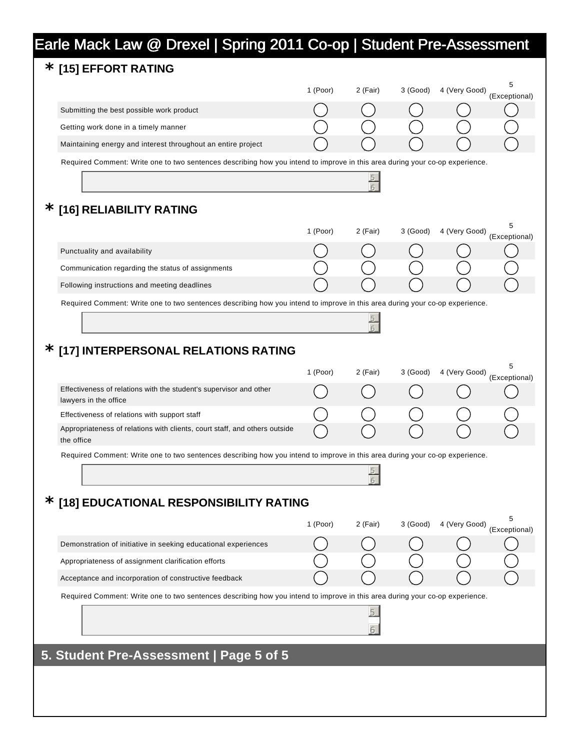# Earle Mack Law @ Drexel | Spring 2011 Co-op | Student Pre-Assessment

## * [15] EFFORT RATING

| | 1 (Poor) | 2 (Fair) | 3 (Good) | 4 (Very Good) | 5 (Exceptional) |
|---|---|---|---|---|---|
| Submitting the best possible work product | ◯ | ◯ | ◯ | ◯ | ◯ |
| Getting work done in a timely manner | ◯ | ◯ | ◯ | ◯ | ◯ |
| Maintaining energy and interest throughout an entire project | ◯ | ◯ | ◯ | ◯ | ◯ |

Required Comment: Write one to two sentences describing how you intend to improve in this area during your co-op experience.

## * [16] RELIABILITY RATING

| | 1 (Poor) | 2 (Fair) | 3 (Good) | 4 (Very Good) | 5 (Exceptional) |
|---|---|---|---|---|---|
| Punctuality and availability | ◯ | ◯ | ◯ | ◯ | ◯ |
| Communication regarding the status of assignments | ◯ | ◯ | ◯ | ◯ | ◯ |
| Following instructions and meeting deadlines | ◯ | ◯ | ◯ | ◯ | ◯ |

Required Comment: Write one to two sentences describing how you intend to improve in this area during your co-op experience.

## * [17] INTERPERSONAL RELATIONS RATING

| | 1 (Poor) | 2 (Fair) | 3 (Good) | 4 (Very Good) | 5 (Exceptional) |
|---|---|---|---|---|---|
| Effectiveness of relations with the student's supervisor and other lawyers in the office | ◯ | ◯ | ◯ | ◯ | ◯ |
| Effectiveness of relations with support staff | ◯ | ◯ | ◯ | ◯ | ◯ |
| Appropriateness of relations with clients, court staff, and others outside the office | ◯ | ◯ | ◯ | ◯ | ◯ |

Required Comment: Write one to two sentences describing how you intend to improve in this area during your co-op experience.

## * [18] EDUCATIONAL RESPONSIBILITY RATING

| | 1 (Poor) | 2 (Fair) | 3 (Good) | 4 (Very Good) | 5 (Exceptional) |
|---|---|---|---|---|---|
| Demonstration of initiative in seeking educational experiences | ◯ | ◯ | ◯ | ◯ | ◯ |
| Appropriateness of assignment clarification efforts | ◯ | ◯ | ◯ | ◯ | ◯ |
| Acceptance and incorporation of constructive feedback | ◯ | ◯ | ◯ | ◯ | ◯ |

Required Comment: Write one to two sentences describing how you intend to improve in this area during your co-op experience.

## 5. Student Pre-Assessment | Page 5 of 5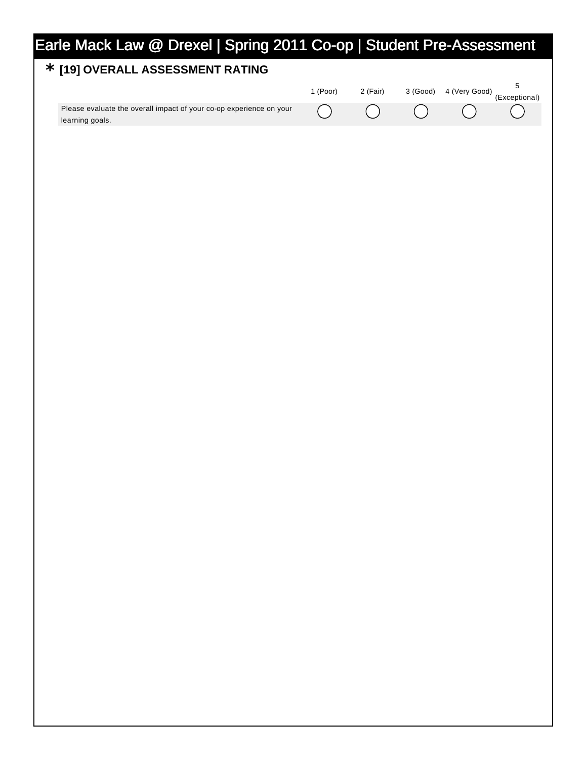# Earle Mack Law @ Drexel | Spring 2011 Co-op | Student Pre-Assessment

## * [19] OVERALL ASSESSMENT RATING

| | 1 (Poor) | 2 (Fair) | 3 (Good) | 4 (Very Good) | 5 (Exceptional) |
|---|---|---|---|---|---|
| Please evaluate the overall impact of your co-op experience on your learning goals. | ◯ | ◯ | ◯ | ◯ | ◯ |